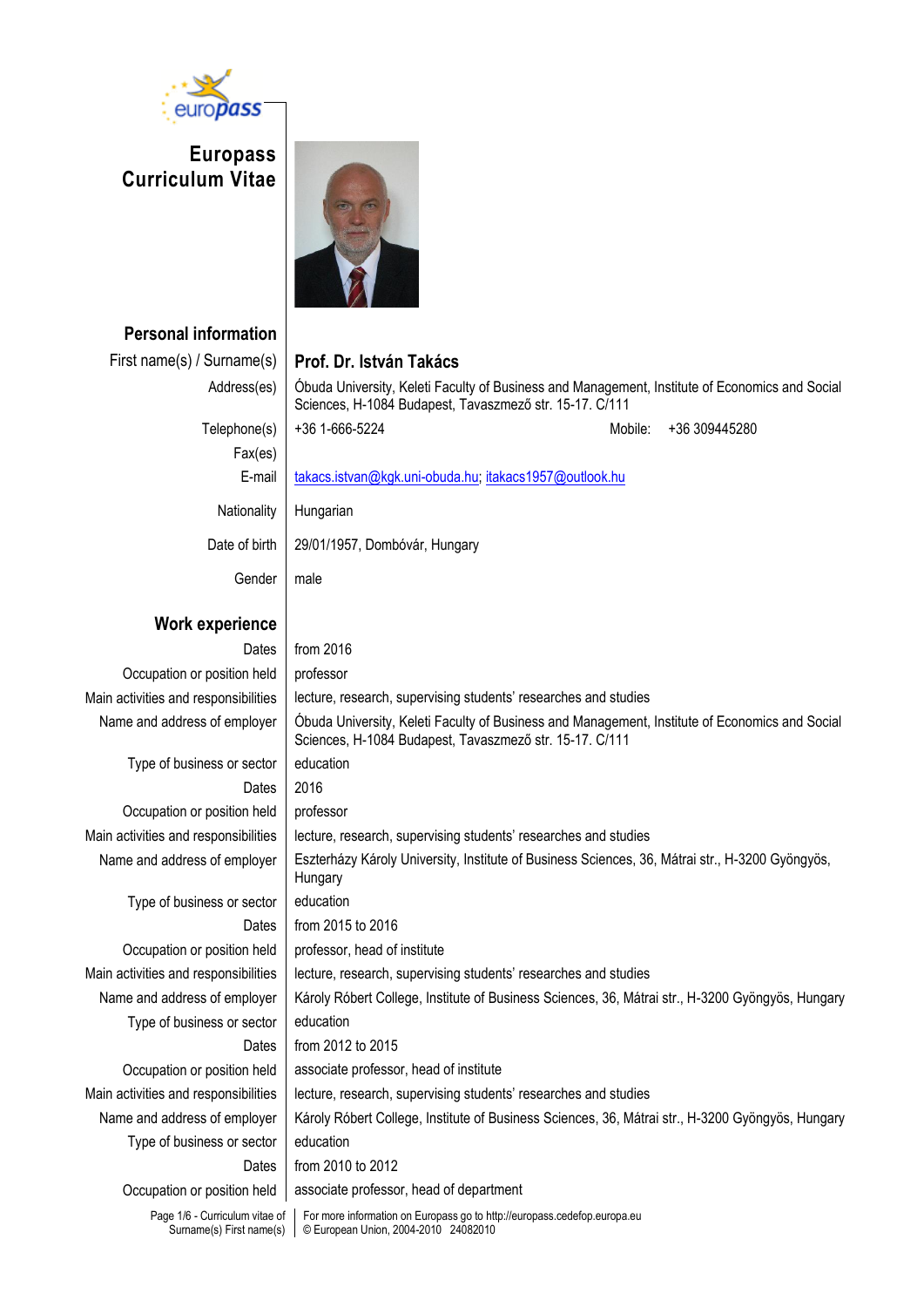# Europass Curriculum Vitae

## Personal information

| | |
|---|---|
| First name(s) / Surname(s) | **Prof. Dr. István Takács** |
| Address(es) | Óbuda University, Keleti Faculty of Business and Management, Institute of Economics and Social Sciences, H-1084 Budapest, Tavaszmező str. 15-17. C/111 |
| Telephone(s) | +36 1-666-5224 &nbsp;&nbsp;&nbsp; Mobile: +36 309445280 |
| Fax(es) | |
| E-mail | takacs.istvan@kgk.uni-obuda.hu; itakacs1957@outlook.hu |
| Nationality | Hungarian |
| Date of birth | 29/01/1957, Dombóvár, Hungary |
| Gender | male |

## Work experience

| | |
|---|---|
| Dates | from 2016 |
| Occupation or position held | professor |
| Main activities and responsibilities | lecture, research, supervising students' researches and studies |
| Name and address of employer | Óbuda University, Keleti Faculty of Business and Management, Institute of Economics and Social Sciences, H-1084 Budapest, Tavaszmező str. 15-17. C/111 |
| Type of business or sector | education |
| Dates | 2016 |
| Occupation or position held | professor |
| Main activities and responsibilities | lecture, research, supervising students' researches and studies |
| Name and address of employer | Eszterházy Károly University, Institute of Business Sciences, 36, Mátrai str., H-3200 Gyöngyös, Hungary |
| Type of business or sector | education |
| Dates | from 2015 to 2016 |
| Occupation or position held | professor, head of institute |
| Main activities and responsibilities | lecture, research, supervising students' researches and studies |
| Name and address of employer | Károly Róbert College, Institute of Business Sciences, 36, Mátrai str., H-3200 Gyöngyös, Hungary |
| Type of business or sector | education |
| Dates | from 2012 to 2015 |
| Occupation or position held | associate professor, head of institute |
| Main activities and responsibilities | lecture, research, supervising students' researches and studies |
| Name and address of employer | Károly Róbert College, Institute of Business Sciences, 36, Mátrai str., H-3200 Gyöngyös, Hungary |
| Type of business or sector | education |
| Dates | from 2010 to 2012 |
| Occupation or position held | associate professor, head of department |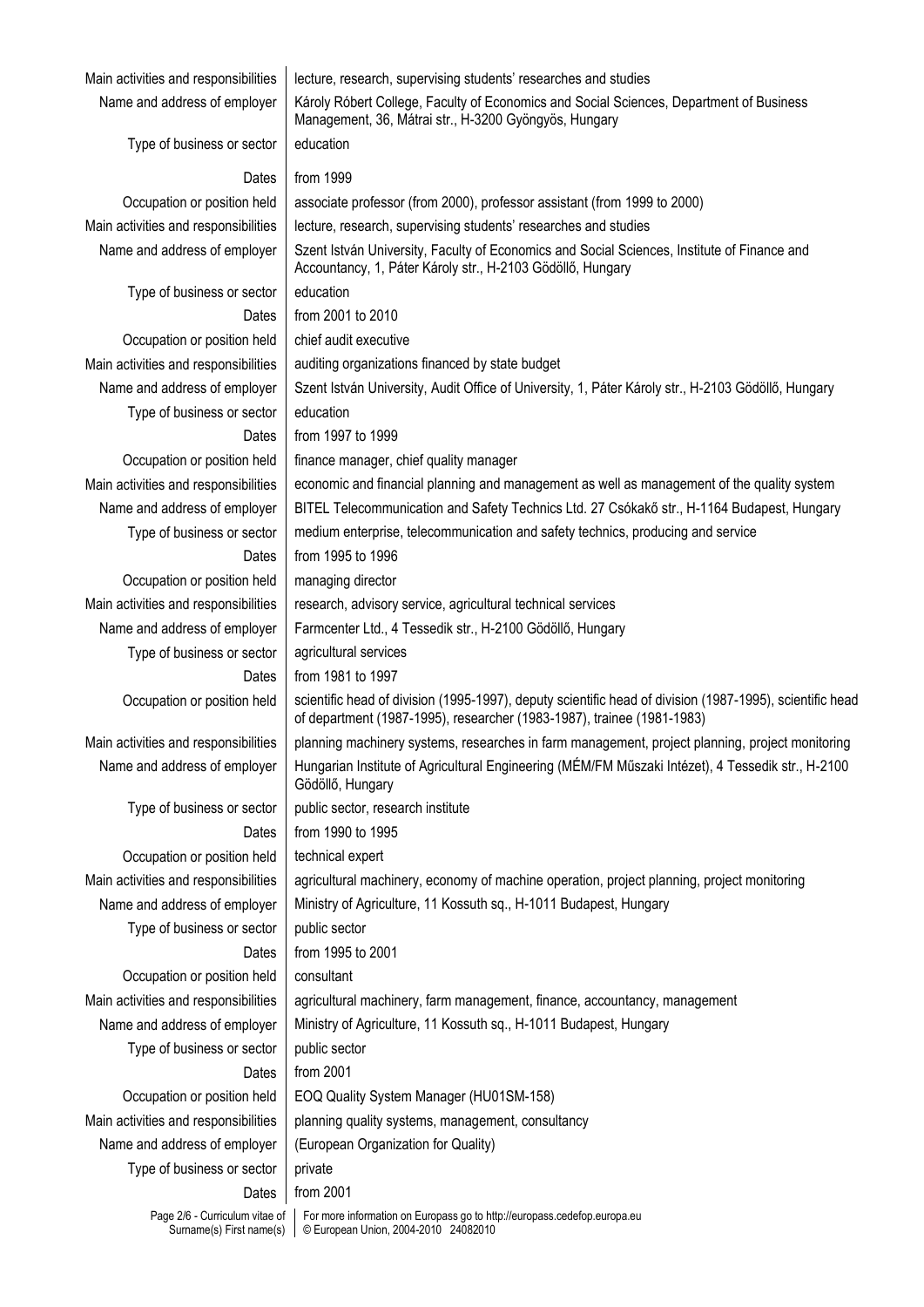| | |
|---|---|
| Main activities and responsibilities | lecture, research, supervising students' researches and studies |
| Name and address of employer | Károly Róbert College, Faculty of Economics and Social Sciences, Department of Business Management, 36, Mátrai str., H-3200 Gyöngyös, Hungary |
| Type of business or sector | education |
| Dates | from 1999 |
| Occupation or position held | associate professor (from 2000), professor assistant (from 1999 to 2000) |
| Main activities and responsibilities | lecture, research, supervising students' researches and studies |
| Name and address of employer | Szent István University, Faculty of Economics and Social Sciences, Institute of Finance and Accountancy, 1, Páter Károly str., H-2103 Gödöllő, Hungary |
| Type of business or sector | education |
| Dates | from 2001 to 2010 |
| Occupation or position held | chief audit executive |
| Main activities and responsibilities | auditing organizations financed by state budget |
| Name and address of employer | Szent István University, Audit Office of University, 1, Páter Károly str., H-2103 Gödöllő, Hungary |
| Type of business or sector | education |
| Dates | from 1997 to 1999 |
| Occupation or position held | finance manager, chief quality manager |
| Main activities and responsibilities | economic and financial planning and management as well as management of the quality system |
| Name and address of employer | BITEL Telecommunication and Safety Technics Ltd. 27 Csókakő str., H-1164 Budapest, Hungary |
| Type of business or sector | medium enterprise, telecommunication and safety technics, producing and service |
| Dates | from 1995 to 1996 |
| Occupation or position held | managing director |
| Main activities and responsibilities | research, advisory service, agricultural technical services |
| Name and address of employer | Farmcenter Ltd., 4 Tessedik str., H-2100 Gödöllő, Hungary |
| Type of business or sector | agricultural services |
| Dates | from 1981 to 1997 |
| Occupation or position held | scientific head of division (1995-1997), deputy scientific head of division (1987-1995), scientific head of department (1987-1995), researcher (1983-1987), trainee (1981-1983) |
| Main activities and responsibilities | planning machinery systems, researches in farm management, project planning, project monitoring |
| Name and address of employer | Hungarian Institute of Agricultural Engineering (MÉM/FM Műszaki Intézet), 4 Tessedik str., H-2100 Gödöllő, Hungary |
| Type of business or sector | public sector, research institute |
| Dates | from 1990 to 1995 |
| Occupation or position held | technical expert |
| Main activities and responsibilities | agricultural machinery, economy of machine operation, project planning, project monitoring |
| Name and address of employer | Ministry of Agriculture, 11 Kossuth sq., H-1011 Budapest, Hungary |
| Type of business or sector | public sector |
| Dates | from 1995 to 2001 |
| Occupation or position held | consultant |
| Main activities and responsibilities | agricultural machinery, farm management, finance, accountancy, management |
| Name and address of employer | Ministry of Agriculture, 11 Kossuth sq., H-1011 Budapest, Hungary |
| Type of business or sector | public sector |
| Dates | from 2001 |
| Occupation or position held | EOQ Quality System Manager (HU01SM-158) |
| Main activities and responsibilities | planning quality systems, management, consultancy |
| Name and address of employer | (European Organization for Quality) |
| Type of business or sector | private |
| Dates | from 2001 |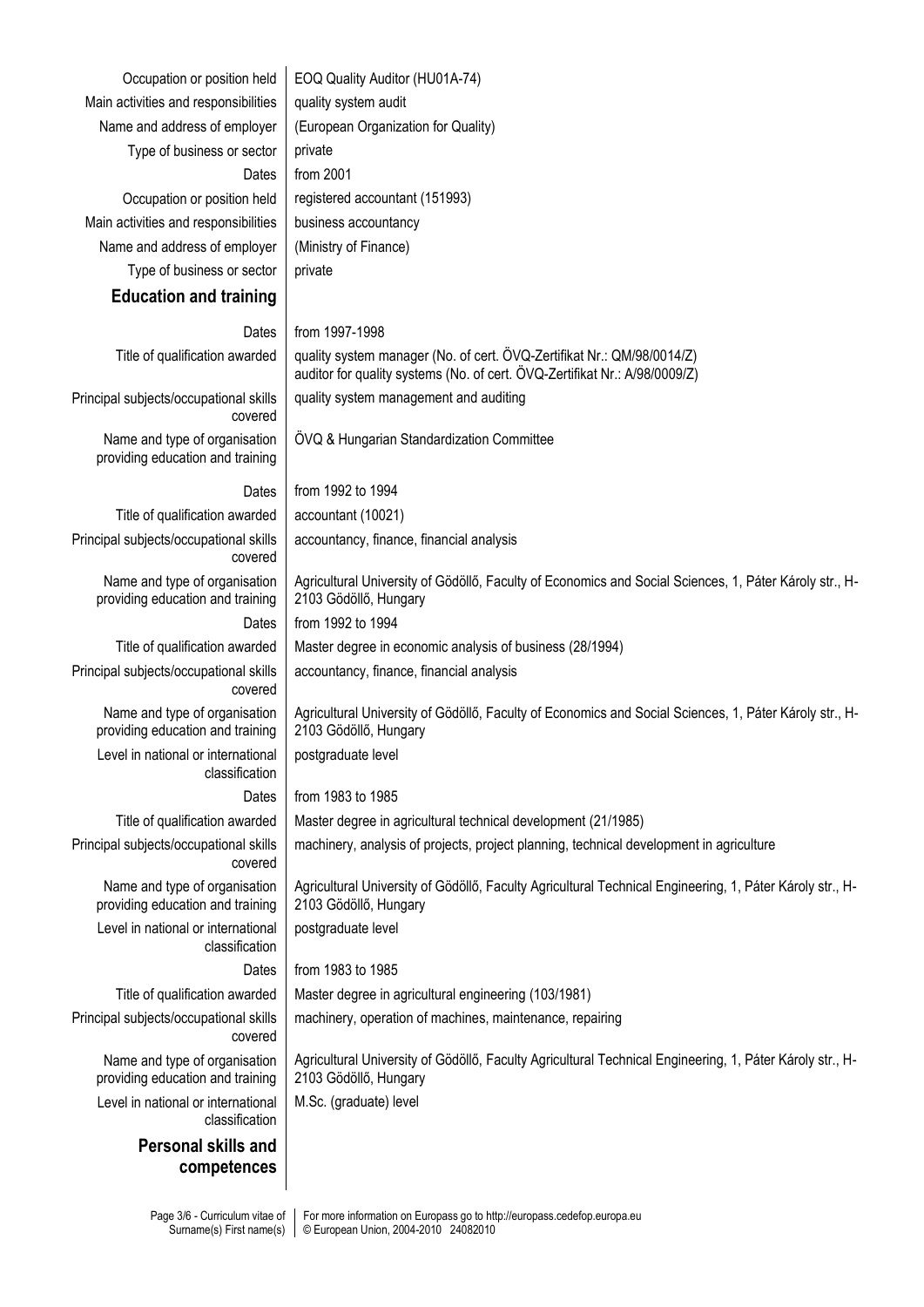| | |
|---|---|
| Occupation or position held | EOQ Quality Auditor (HU01A-74) |
| Main activities and responsibilities | quality system audit |
| Name and address of employer | (European Organization for Quality) |
| Type of business or sector | private |
| Dates | from 2001 |
| Occupation or position held | registered accountant (151993) |
| Main activities and responsibilities | business accountancy |
| Name and address of employer | (Ministry of Finance) |
| Type of business or sector | private |

## Education and training

| | |
|---|---|
| Dates | from 1997-1998 |
| Title of qualification awarded | quality system manager (No. of cert. ÖVQ-Zertifikat Nr.: QM/98/0014/Z)<br>auditor for quality systems (No. of cert. ÖVQ-Zertifikat Nr.: A/98/0009/Z) |
| Principal subjects/occupational skills covered | quality system management and auditing |
| Name and type of organisation providing education and training | ÖVQ & Hungarian Standardization Committee |
| Dates | from 1992 to 1994 |
| Title of qualification awarded | accountant (10021) |
| Principal subjects/occupational skills covered | accountancy, finance, financial analysis |
| Name and type of organisation providing education and training | Agricultural University of Gödöllő, Faculty of Economics and Social Sciences, 1, Páter Károly str., H-2103 Gödöllő, Hungary |
| Dates | from 1992 to 1994 |
| Title of qualification awarded | Master degree in economic analysis of business (28/1994) |
| Principal subjects/occupational skills covered | accountancy, finance, financial analysis |
| Name and type of organisation providing education and training | Agricultural University of Gödöllő, Faculty of Economics and Social Sciences, 1, Páter Károly str., H-2103 Gödöllő, Hungary |
| Level in national or international classification | postgraduate level |
| Dates | from 1983 to 1985 |
| Title of qualification awarded | Master degree in agricultural technical development (21/1985) |
| Principal subjects/occupational skills covered | machinery, analysis of projects, project planning, technical development in agriculture |
| Name and type of organisation providing education and training | Agricultural University of Gödöllő, Faculty Agricultural Technical Engineering, 1, Páter Károly str., H-2103 Gödöllő, Hungary |
| Level in national or international classification | postgraduate level |
| Dates | from 1983 to 1985 |
| Title of qualification awarded | Master degree in agricultural engineering (103/1981) |
| Principal subjects/occupational skills covered | machinery, operation of machines, maintenance, repairing |
| Name and type of organisation providing education and training | Agricultural University of Gödöllő, Faculty Agricultural Technical Engineering, 1, Páter Károly str., H-2103 Gödöllő, Hungary |
| Level in national or international classification | M.Sc. (graduate) level |

## Personal skills and competences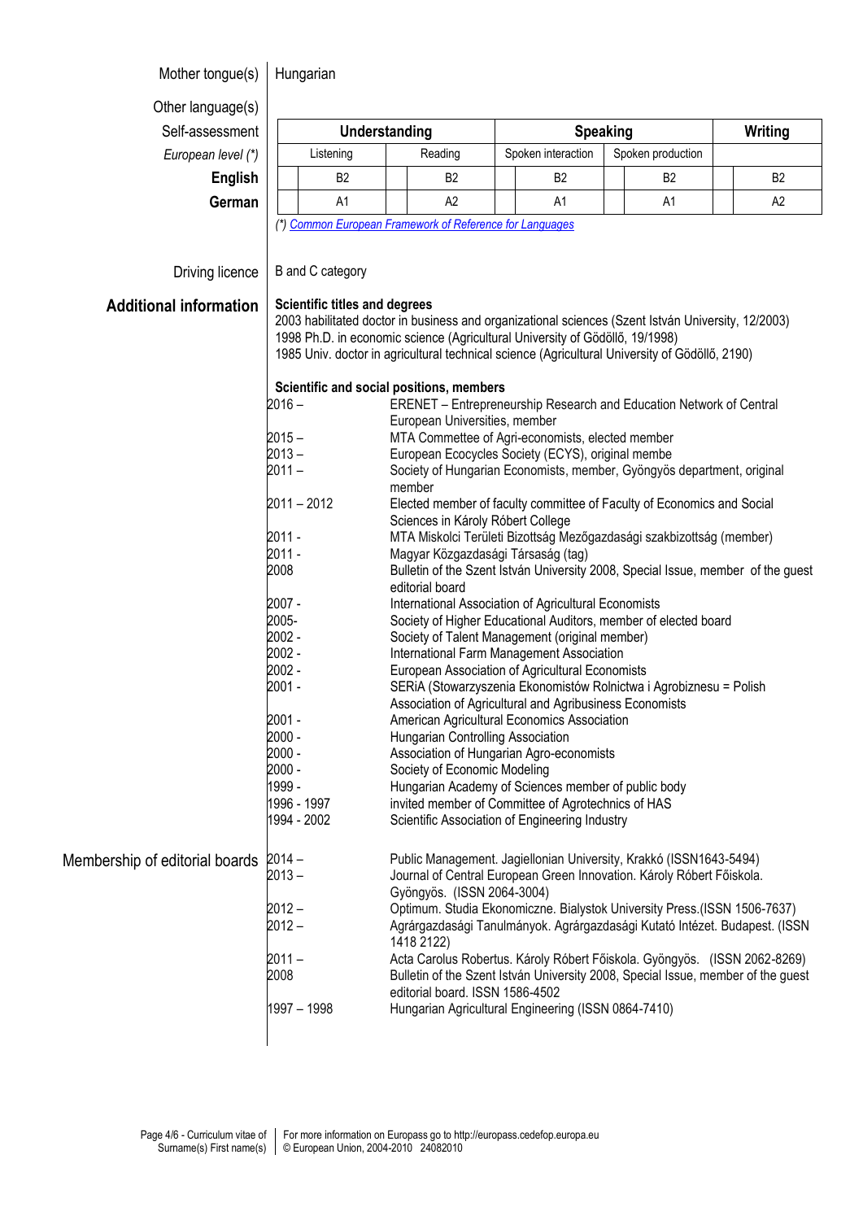**Mother tongue(s)** Hungarian

**Other language(s)**

| Self-assessment | Understanding | | Speaking | | Writing |
|---|---|---|---|---|---|
| *European level (\*)* | Listening | Reading | Spoken interaction | Spoken production | |
| **English** | B2 | B2 | B2 | B2 | B2 |
| **German** | A1 | A2 | A1 | A1 | A2 |

*(\*) Common European Framework of Reference for Languages*

**Driving licence** B and C category

## Additional information

**Scientific titles and degrees**

2003 habilitated doctor in business and organizational sciences (Szent István University, 12/2003)
1998 Ph.D. in economic science (Agricultural University of Gödöllő, 19/1998)
1985 Univ. doctor in agricultural technical science (Agricultural University of Gödöllő, 2190)

**Scientific and social positions, members**

| | |
|---|---|
| 2016 – | ERENET – Entrepreneurship Research and Education Network of Central European Universities, member |
| 2015 – | MTA Commettee of Agri-economists, elected member |
| 2013 – | European Ecocycles Society (ECYS), original membe |
| 2011 – | Society of Hungarian Economists, member, Gyöngyös department, original member |
| 2011 – 2012 | Elected member of faculty committee of Faculty of Economics and Social Sciences in Károly Róbert College |
| 2011 - | MTA Miskolci Területi Bizottság Mezőgazdasági szakbizottság (member) |
| 2011 - | Magyar Közgazdasági Társaság (tag) |
| 2008 | Bulletin of the Szent István University 2008, Special Issue, member of the guest editorial board |
| 2007 - | International Association of Agricultural Economists |
| 2005- | Society of Higher Educational Auditors, member of elected board |
| 2002 - | Society of Talent Management (original member) |
| 2002 - | International Farm Management Association |
| 2002 - | European Association of Agricultural Economists |
| 2001 - | SERiA (Stowarzyszenia Ekonomistów Rolnictwa i Agrobiznesu = Polish Association of Agricultural and Agribusiness Economists |
| 2001 - | American Agricultural Economics Association |
| 2000 - | Hungarian Controlling Association |
| 2000 - | Association of Hungarian Agro-economists |
| 2000 - | Society of Economic Modeling |
| 1999 - | Hungarian Academy of Sciences member of public body |
| 1996 - 1997 | invited member of Committee of Agrotechnics of HAS |
| 1994 - 2002 | Scientific Association of Engineering Industry |

## Membership of editorial boards

| | |
|---|---|
| 2014 – | Public Management. Jagiellonian University, Krakkó (ISSN1643-5494) |
| 2013 – | Journal of Central European Green Innovation. Károly Róbert Főiskola. Gyöngyös. (ISSN 2064-3004) |
| 2012 – | Optimum. Studia Ekonomiczne. Bialystok University Press.(ISSN 1506-7637) |
| 2012 – | Agrárgazdasági Tanulmányok. Agrárgazdasági Kutató Intézet. Budapest. (ISSN 1418 2122) |
| 2011 – | Acta Carolus Robertus. Károly Róbert Főiskola. Gyöngyös. (ISSN 2062-8269) |
| 2008 | Bulletin of the Szent István University 2008, Special Issue, member of the guest editorial board. ISSN 1586-4502 |
| 1997 – 1998 | Hungarian Agricultural Engineering (ISSN 0864-7410) |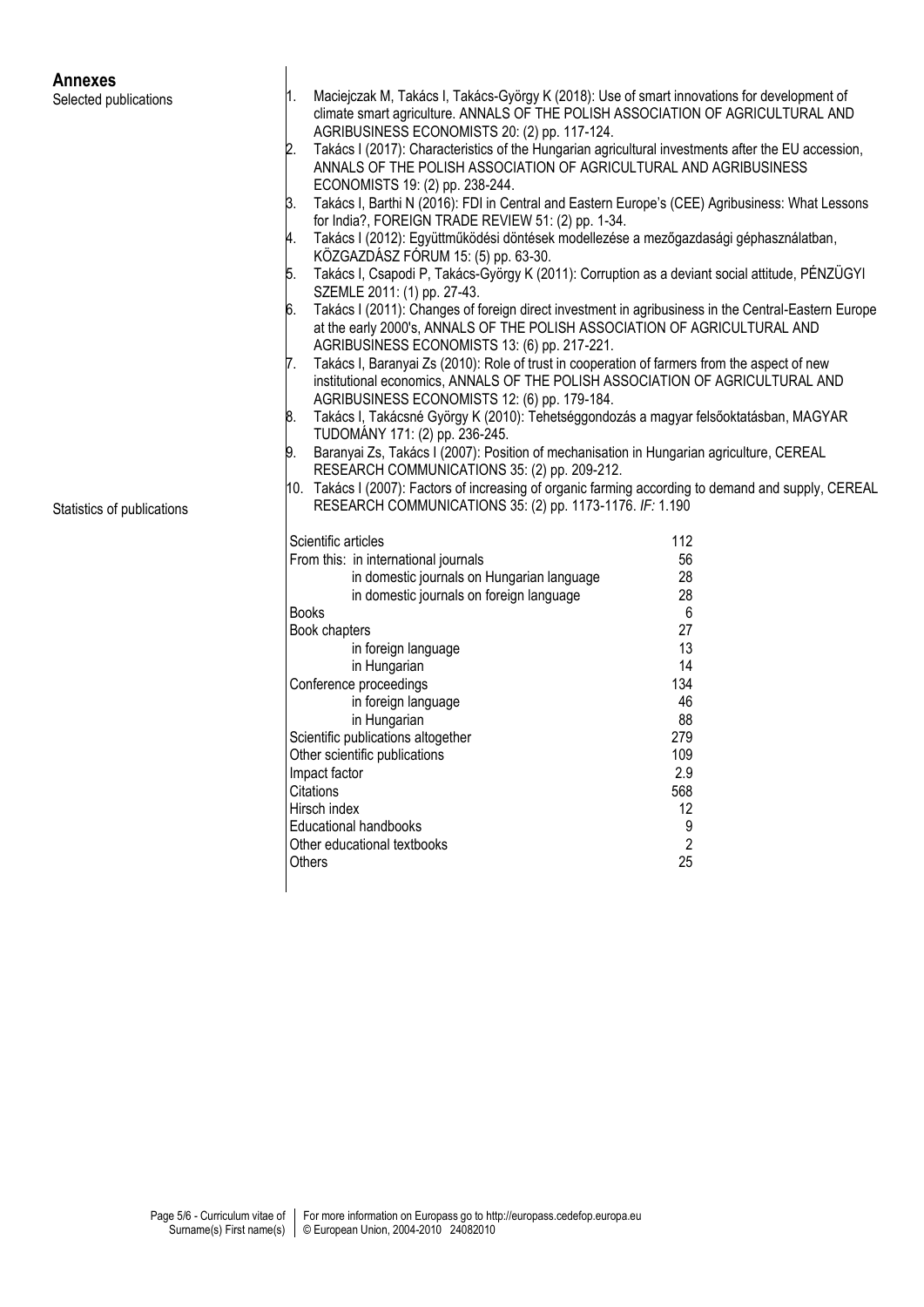## Annexes

### Selected publications

1. Maciejczak M, Takács I, Takács-György K (2018): Use of smart innovations for development of climate smart agriculture. ANNALS OF THE POLISH ASSOCIATION OF AGRICULTURAL AND AGRIBUSINESS ECONOMISTS 20: (2) pp. 117-124.
2. Takács I (2017): Characteristics of the Hungarian agricultural investments after the EU accession, ANNALS OF THE POLISH ASSOCIATION OF AGRICULTURAL AND AGRIBUSINESS ECONOMISTS 19: (2) pp. 238-244.
3. Takács I, Barthi N (2016): FDI in Central and Eastern Europe's (CEE) Agribusiness: What Lessons for India?, FOREIGN TRADE REVIEW 51: (2) pp. 1-34.
4. Takács I (2012): Együttműködési döntések modellezése a mezőgazdasági géphasználatban, KÖZGAZDÁSZ FÓRUM 15: (5) pp. 63-30.
5. Takács I, Csapodi P, Takács-György K (2011): Corruption as a deviant social attitude, PÉNZÜGYI SZEMLE 2011: (1) pp. 27-43.
6. Takács I (2011): Changes of foreign direct investment in agribusiness in the Central-Eastern Europe at the early 2000's, ANNALS OF THE POLISH ASSOCIATION OF AGRICULTURAL AND AGRIBUSINESS ECONOMISTS 13: (6) pp. 217-221.
7. Takács I, Baranyai Zs (2010): Role of trust in cooperation of farmers from the aspect of new institutional economics, ANNALS OF THE POLISH ASSOCIATION OF AGRICULTURAL AND AGRIBUSINESS ECONOMISTS 12: (6) pp. 179-184.
8. Takács I, Takácsné György K (2010): Tehetséggondozás a magyar felsőoktatásban, MAGYAR TUDOMÁNY 171: (2) pp. 236-245.
9. Baranyai Zs, Takács I (2007): Position of mechanisation in Hungarian agriculture, CEREAL RESEARCH COMMUNICATIONS 35: (2) pp. 209-212.
10. Takács I (2007): Factors of increasing of organic farming according to demand and supply, CEREAL RESEARCH COMMUNICATIONS 35: (2) pp. 1173-1176. *IF:* 1.190

### Statistics of publications

| | |
|---|---|
| Scientific articles | 112 |
| From this: in international journals | 56 |
| in domestic journals on Hungarian language | 28 |
| in domestic journals on foreign language | 28 |
| Books | 6 |
| Book chapters | 27 |
| in foreign language | 13 |
| in Hungarian | 14 |
| Conference proceedings | 134 |
| in foreign language | 46 |
| in Hungarian | 88 |
| Scientific publications altogether | 279 |
| Other scientific publications | 109 |
| Impact factor | 2.9 |
| Citations | 568 |
| Hirsch index | 12 |
| Educational handbooks | 9 |
| Other educational textbooks | 2 |
| Others | 25 |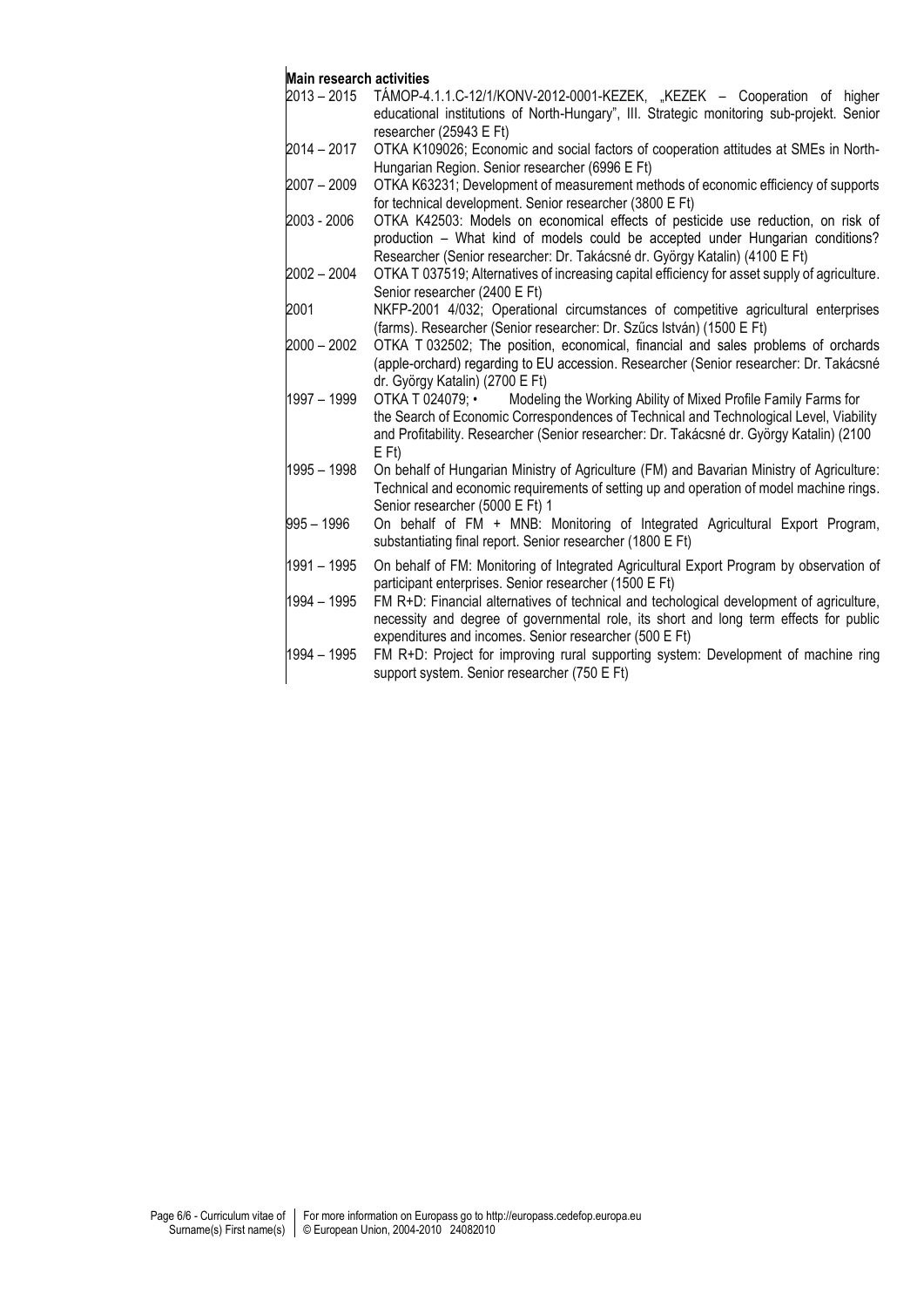**Main research activities**

| | |
|---|---|
| 2013 – 2015 | TÁMOP-4.1.1.C-12/1/KONV-2012-0001-KEZEK, „KEZEK – Cooperation of higher educational institutions of North-Hungary", III. Strategic monitoring sub-projekt. Senior researcher (25943 E Ft) |
| 2014 – 2017 | OTKA K109026; Economic and social factors of cooperation attitudes at SMEs in North-Hungarian Region. Senior researcher (6996 E Ft) |
| 2007 – 2009 | OTKA K63231; Development of measurement methods of economic efficiency of supports for technical development. Senior researcher (3800 E Ft) |
| 2003 - 2006 | OTKA K42503: Models on economical effects of pesticide use reduction, on risk of production – What kind of models could be accepted under Hungarian conditions? Researcher (Senior researcher: Dr. Takácsné dr. György Katalin) (4100 E Ft) |
| 2002 – 2004 | OTKA T 037519; Alternatives of increasing capital efficiency for asset supply of agriculture. Senior researcher (2400 E Ft) |
| 2001 | NKFP-2001 4/032; Operational circumstances of competitive agricultural enterprises (farms). Researcher (Senior researcher: Dr. Szűcs István) (1500 E Ft) |
| 2000 – 2002 | OTKA T 032502; The position, economical, financial and sales problems of orchards (apple-orchard) regarding to EU accession. Researcher (Senior researcher: Dr. Takácsné dr. György Katalin) (2700 E Ft) |
| 1997 – 1999 | OTKA T 024079; • Modeling the Working Ability of Mixed Profile Family Farms for the Search of Economic Correspondences of Technical and Technological Level, Viability and Profitability. Researcher (Senior researcher: Dr. Takácsné dr. György Katalin) (2100 E Ft) |
| 1995 – 1998 | On behalf of Hungarian Ministry of Agriculture (FM) and Bavarian Ministry of Agriculture: Technical and economic requirements of setting up and operation of model machine rings. Senior researcher (5000 E Ft) 1 |
| 995 – 1996 | On behalf of FM + MNB: Monitoring of Integrated Agricultural Export Program, substantiating final report. Senior researcher (1800 E Ft) |
| 1991 – 1995 | On behalf of FM: Monitoring of Integrated Agricultural Export Program by observation of participant enterprises. Senior researcher (1500 E Ft) |
| 1994 – 1995 | FM R+D: Financial alternatives of technical and techological development of agriculture, necessity and degree of governmental role, its short and long term effects for public expenditures and incomes. Senior researcher (500 E Ft) |
| 1994 – 1995 | FM R+D: Project for improving rural supporting system: Development of machine ring support system. Senior researcher (750 E Ft) |